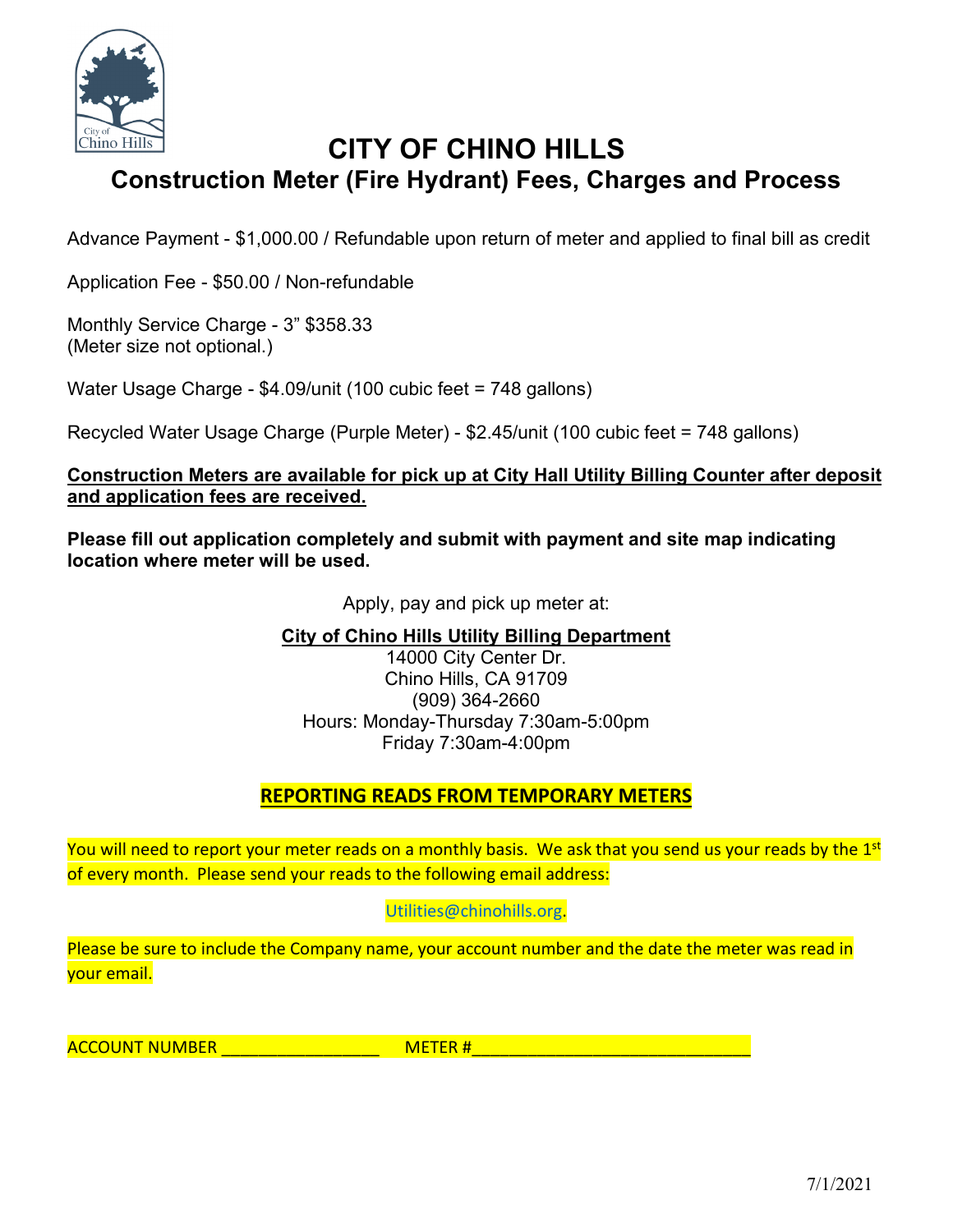# CITY OF CHINO HILLS

## Construction Meter (Fire Hydrant) Fees, Charges and Process

Advance Payment - $1,000.00 / Refundable upon return of meter and applied to final bill as credit

Application Fee - $50.00 / Non-refundable

Monthly Service Charge - 3" $358.33
(Meter size not optional.)

Water Usage Charge - $4.09/unit (100 cubic feet = 748 gallons)

Recycled Water Usage Charge (Purple Meter) - $2.45/unit (100 cubic feet = 748 gallons)

**Construction Meters are available for pick up at City Hall Utility Billing Counter after deposit and application fees are received.**

**Please fill out application completely and submit with payment and site map indicating location where meter will be used.**

Apply, pay and pick up meter at:

**City of Chino Hills Utility Billing Department**
14000 City Center Dr.
Chino Hills, CA 91709
(909) 364-2660
Hours: Monday-Thursday 7:30am-5:00pm
Friday 7:30am-4:00pm

## REPORTING READS FROM TEMPORARY METERS

You will need to report your meter reads on a monthly basis. We ask that you send us your reads by the 1st of every month. Please send your reads to the following email address:

Utilities@chinohills.org.

Please be sure to include the Company name, your account number and the date the meter was read in your email.

ACCOUNT NUMBER ________________ METER #____________________________

7/1/2021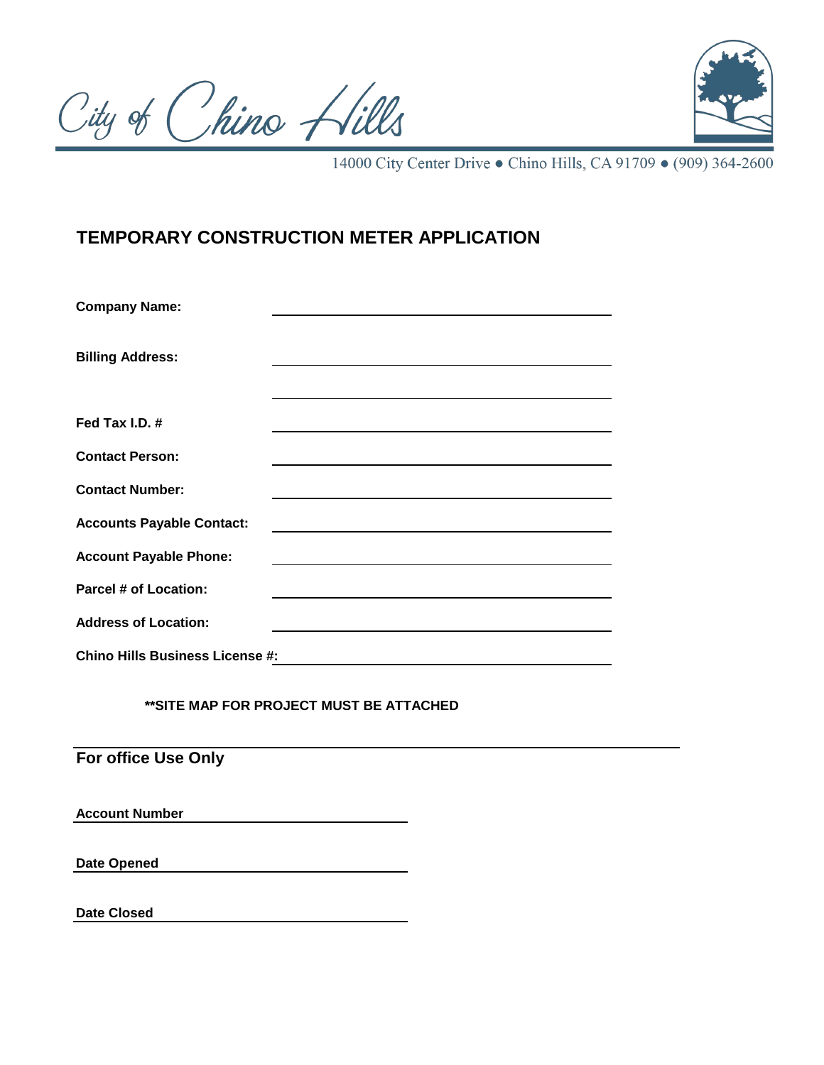City of Chino Hills

14000 City Center Drive ● Chino Hills, CA 91709 ● (909) 364-2600

## TEMPORARY CONSTRUCTION METER APPLICATION

**Company Name:** ______________________________

**Billing Address:** ______________________________

______________________________

**Fed Tax I.D. #** ______________________________

**Contact Person:** ______________________________

**Contact Number:** ______________________________

**Accounts Payable Contact:** ______________________________

**Account Payable Phone:** ______________________________

**Parcel # of Location:** ______________________________

**Address of Location:** ______________________________

**Chino Hills Business License #:** ______________________________

**\*\*SITE MAP FOR PROJECT MUST BE ATTACHED**

### For office Use Only

**Account Number** ______________________________

**Date Opened** ______________________________

**Date Closed** ______________________________